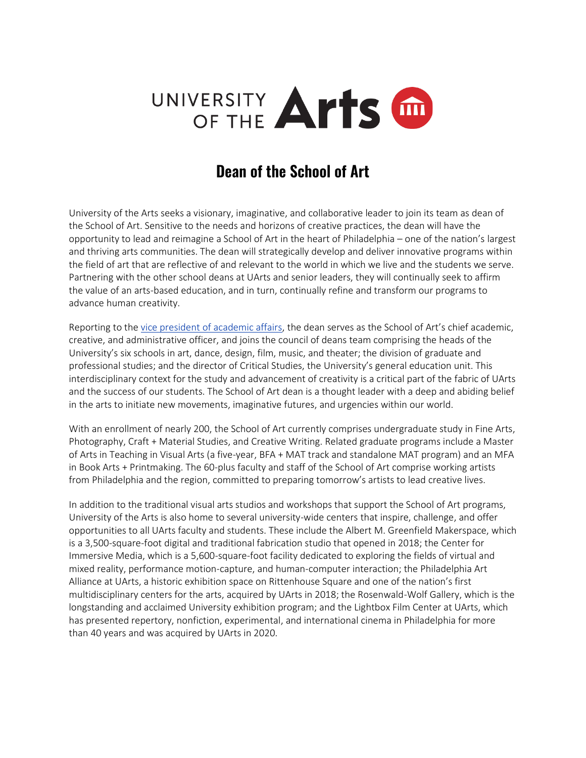UNIVERSITY OF THE Arts

# Dean of the School of Art

University of the Arts seeks a visionary, imaginative, and collaborative leader to join its team as dean of the School of Art. Sensitive to the needs and horizons of creative practices, the dean will have the opportunity to lead and reimagine a School of Art in the heart of Philadelphia – one of the nation's largest and thriving arts communities. The dean will strategically develop and deliver innovative programs within the field of art that are reflective of and relevant to the world in which we live and the students we serve. Partnering with the other school deans at UArts and senior leaders, they will continually seek to affirm the value of an arts-based education, and in turn, continually refine and transform our programs to advance human creativity.

Reporting to the [vice president of academic affairs](), the dean serves as the School of Art's chief academic, creative, and administrative officer, and joins the council of deans team comprising the heads of the University's six schools in art, dance, design, film, music, and theater; the division of graduate and professional studies; and the director of Critical Studies, the University's general education unit. This interdisciplinary context for the study and advancement of creativity is a critical part of the fabric of UArts and the success of our students. The School of Art dean is a thought leader with a deep and abiding belief in the arts to initiate new movements, imaginative futures, and urgencies within our world.

With an enrollment of nearly 200, the School of Art currently comprises undergraduate study in Fine Arts, Photography, Craft + Material Studies, and Creative Writing. Related graduate programs include a Master of Arts in Teaching in Visual Arts (a five-year, BFA + MAT track and standalone MAT program) and an MFA in Book Arts + Printmaking. The 60-plus faculty and staff of the School of Art comprise working artists from Philadelphia and the region, committed to preparing tomorrow's artists to lead creative lives.

In addition to the traditional visual arts studios and workshops that support the School of Art programs, University of the Arts is also home to several university-wide centers that inspire, challenge, and offer opportunities to all UArts faculty and students. These include the Albert M. Greenfield Makerspace, which is a 3,500-square-foot digital and traditional fabrication studio that opened in 2018; the Center for Immersive Media, which is a 5,600-square-foot facility dedicated to exploring the fields of virtual and mixed reality, performance motion-capture, and human-computer interaction; the Philadelphia Art Alliance at UArts, a historic exhibition space on Rittenhouse Square and one of the nation's first multidisciplinary centers for the arts, acquired by UArts in 2018; the Rosenwald-Wolf Gallery, which is the longstanding and acclaimed University exhibition program; and the Lightbox Film Center at UArts, which has presented repertory, nonfiction, experimental, and international cinema in Philadelphia for more than 40 years and was acquired by UArts in 2020.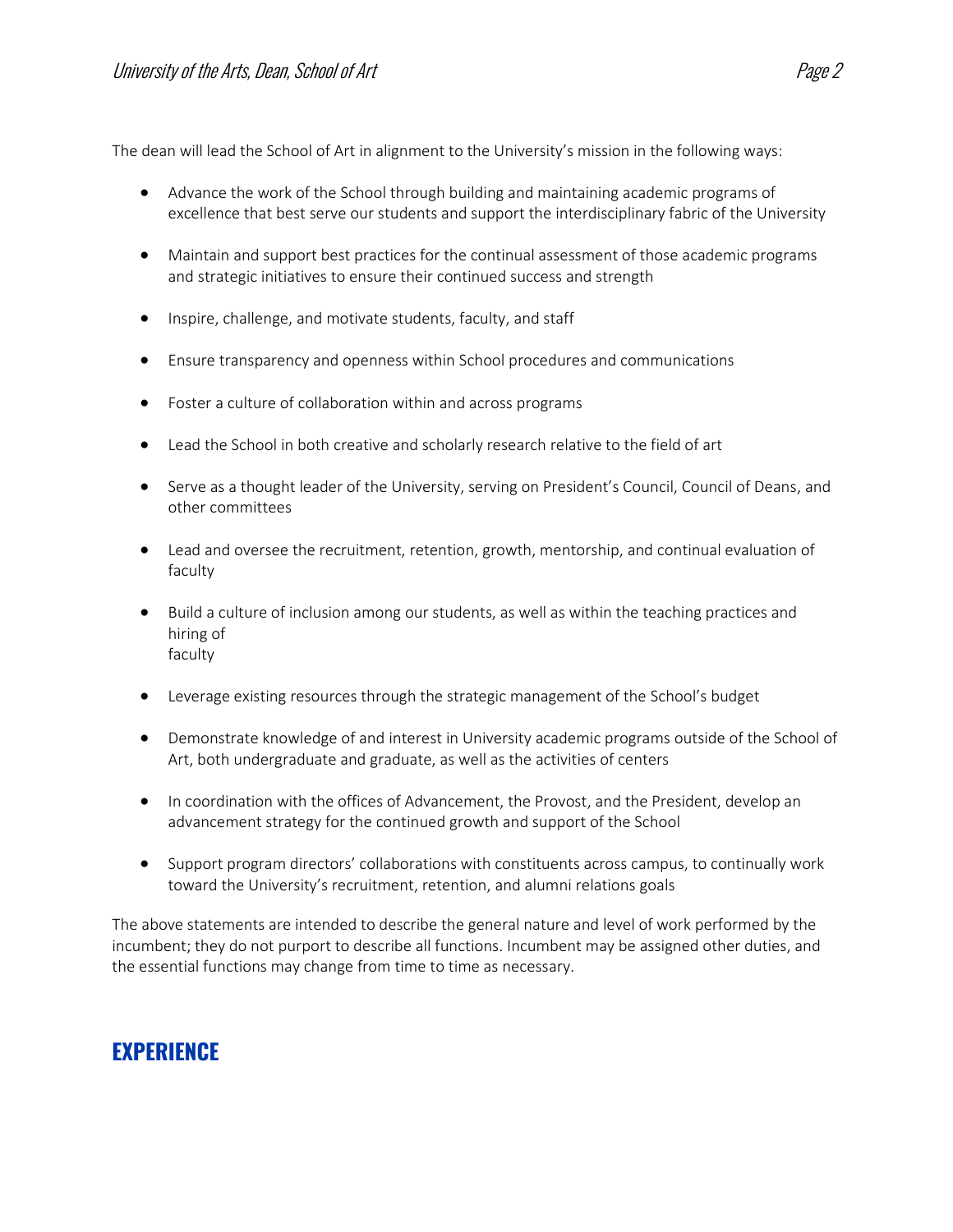The dean will lead the School of Art in alignment to the University's mission in the following ways:

- Advance the work of the School through building and maintaining academic programs of excellence that best serve our students and support the interdisciplinary fabric of the University
- Maintain and support best practices for the continual assessment of those academic programs and strategic initiatives to ensure their continued success and strength
- Inspire, challenge, and motivate students, faculty, and staff
- Ensure transparency and openness within School procedures and communications
- Foster a culture of collaboration within and across programs
- Lead the School in both creative and scholarly research relative to the field of art
- Serve as a thought leader of the University, serving on President's Council, Council of Deans, and other committees
- Lead and oversee the recruitment, retention, growth, mentorship, and continual evaluation of faculty
- Build a culture of inclusion among our students, as well as within the teaching practices and hiring of faculty
- Leverage existing resources through the strategic management of the School's budget
- Demonstrate knowledge of and interest in University academic programs outside of the School of Art, both undergraduate and graduate, as well as the activities of centers
- In coordination with the offices of Advancement, the Provost, and the President, develop an advancement strategy for the continued growth and support of the School
- Support program directors' collaborations with constituents across campus, to continually work toward the University's recruitment, retention, and alumni relations goals

The above statements are intended to describe the general nature and level of work performed by the incumbent; they do not purport to describe all functions. Incumbent may be assigned other duties, and the essential functions may change from time to time as necessary.

## EXPERIENCE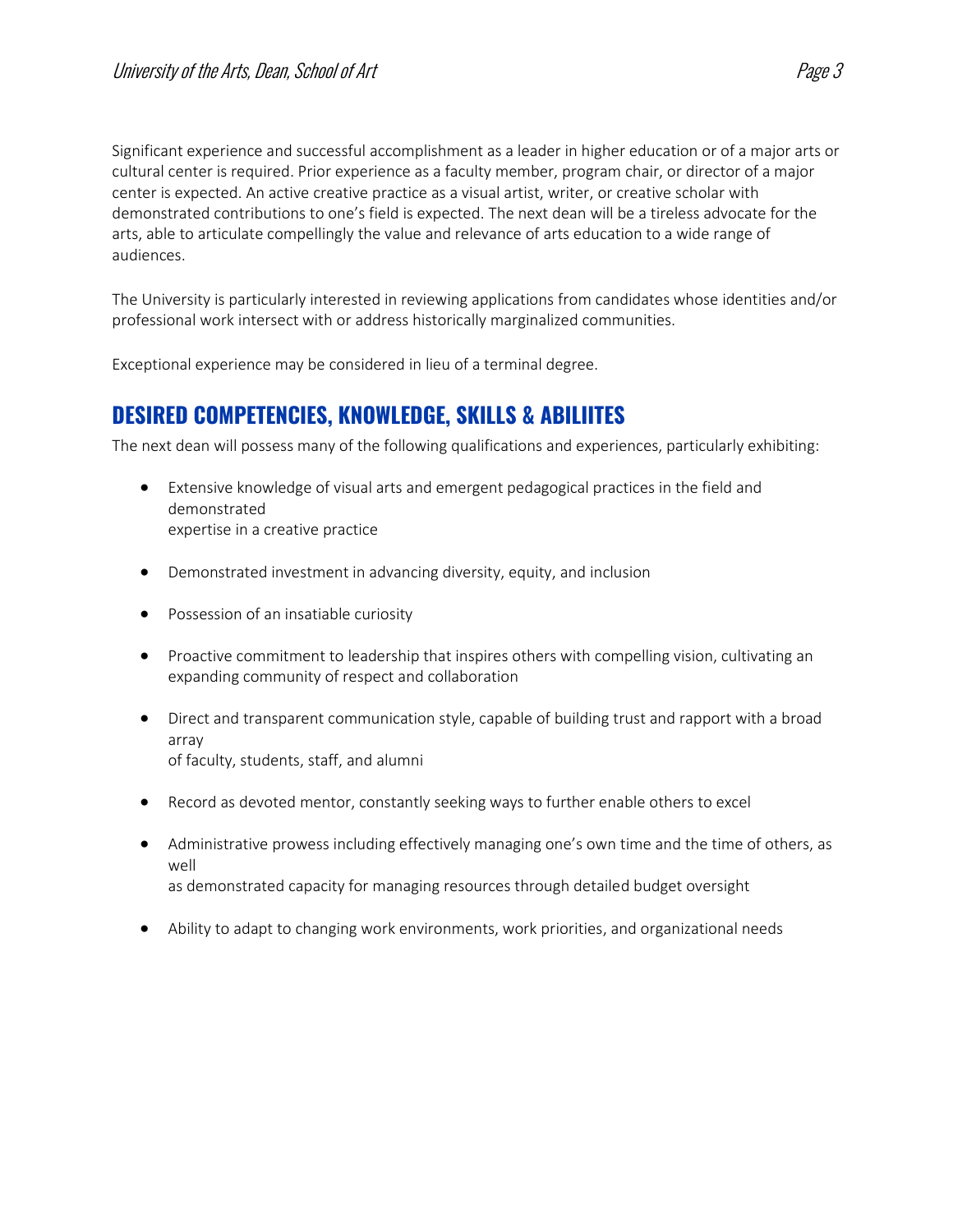Significant experience and successful accomplishment as a leader in higher education or of a major arts or cultural center is required. Prior experience as a faculty member, program chair, or director of a major center is expected. An active creative practice as a visual artist, writer, or creative scholar with demonstrated contributions to one's field is expected. The next dean will be a tireless advocate for the arts, able to articulate compellingly the value and relevance of arts education to a wide range of audiences.

The University is particularly interested in reviewing applications from candidates whose identities and/or professional work intersect with or address historically marginalized communities.

Exceptional experience may be considered in lieu of a terminal degree.

## DESIRED COMPETENCIES, KNOWLEDGE, SKILLS & ABILIITES

The next dean will possess many of the following qualifications and experiences, particularly exhibiting:

- Extensive knowledge of visual arts and emergent pedagogical practices in the field and demonstrated expertise in a creative practice
- Demonstrated investment in advancing diversity, equity, and inclusion
- Possession of an insatiable curiosity
- Proactive commitment to leadership that inspires others with compelling vision, cultivating an expanding community of respect and collaboration
- Direct and transparent communication style, capable of building trust and rapport with a broad array of faculty, students, staff, and alumni
- Record as devoted mentor, constantly seeking ways to further enable others to excel
- Administrative prowess including effectively managing one's own time and the time of others, as well as demonstrated capacity for managing resources through detailed budget oversight
- Ability to adapt to changing work environments, work priorities, and organizational needs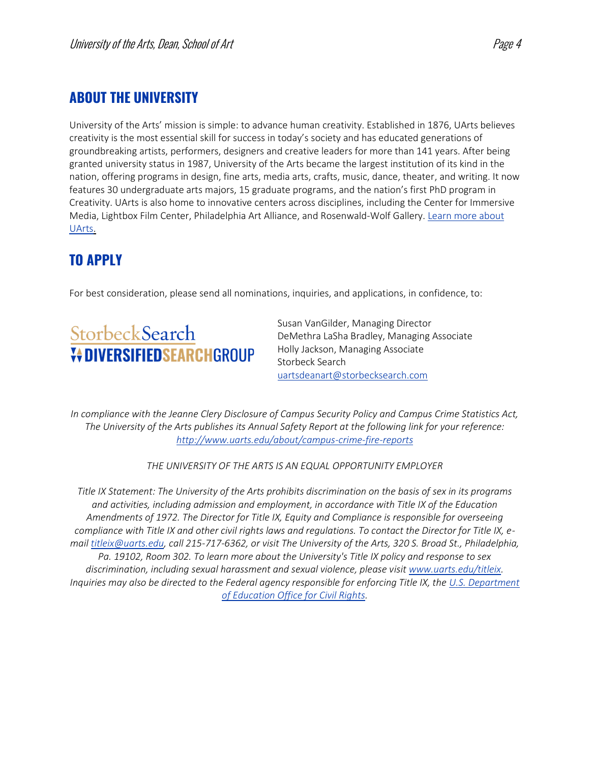## ABOUT THE UNIVERSITY

University of the Arts' mission is simple: to advance human creativity. Established in 1876, UArts believes creativity is the most essential skill for success in today's society and has educated generations of groundbreaking artists, performers, designers and creative leaders for more than 141 years. After being granted university status in 1987, University of the Arts became the largest institution of its kind in the nation, offering programs in design, fine arts, media arts, crafts, music, dance, theater, and writing. It now features 30 undergraduate arts majors, 15 graduate programs, and the nation's first PhD program in Creativity. UArts is also home to innovative centers across disciplines, including the Center for Immersive Media, Lightbox Film Center, Philadelphia Art Alliance, and Rosenwald-Wolf Gallery. [Learn more about UArts.]

## TO APPLY

For best consideration, please send all nominations, inquiries, and applications, in confidence, to:

StorbeckSearch
DIVERSIFIEDSEARCHGROUP

Susan VanGilder, Managing Director
DeMethra LaSha Bradley, Managing Associate
Holly Jackson, Managing Associate
Storbeck Search
uartsdeanart@storbecksearch.com

*In compliance with the Jeanne Clery Disclosure of Campus Security Policy and Campus Crime Statistics Act, The University of the Arts publishes its Annual Safety Report at the following link for your reference: http://www.uarts.edu/about/campus-crime-fire-reports*

*THE UNIVERSITY OF THE ARTS IS AN EQUAL OPPORTUNITY EMPLOYER*

*Title IX Statement: The University of the Arts prohibits discrimination on the basis of sex in its programs and activities, including admission and employment, in accordance with Title IX of the Education Amendments of 1972. The Director for Title IX, Equity and Compliance is responsible for overseeing compliance with Title IX and other civil rights laws and regulations. To contact the Director for Title IX, e-mail titleix@uarts.edu, call 215-717-6362, or visit The University of the Arts, 320 S. Broad St., Philadelphia, Pa. 19102, Room 302. To learn more about the University's Title IX policy and response to sex discrimination, including sexual harassment and sexual violence, please visit www.uarts.edu/titleix. Inquiries may also be directed to the Federal agency responsible for enforcing Title IX, the U.S. Department of Education Office for Civil Rights.*